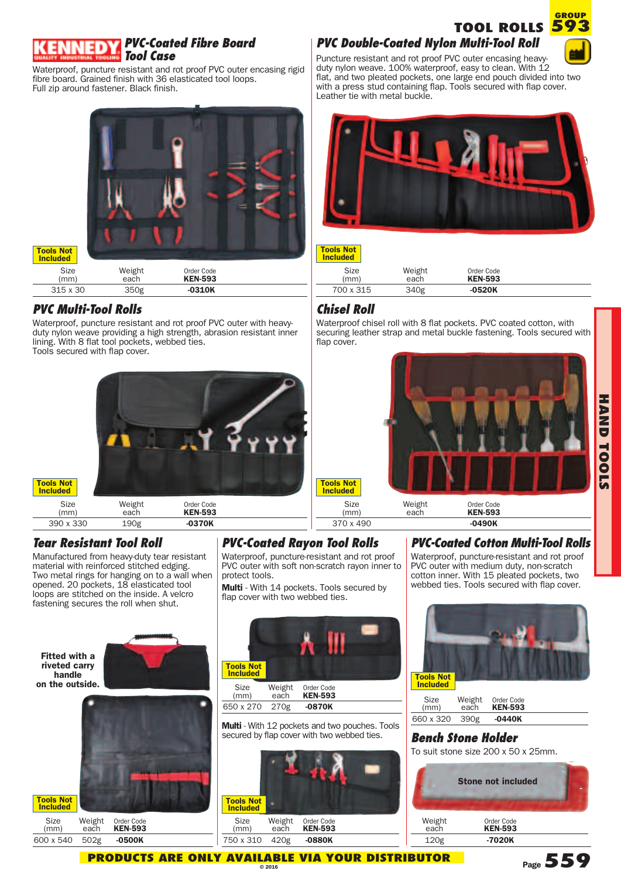# TOOL ROLLS

GROUP 593

## PVC-Coated Fibre Board Tool Case

Waterproof, puncture resistant and rot proof PVC outer encasing rigid fibre board. Grained finish with 36 elasticated tool loops. Full zip around fastener. Black finish.

Tools Not Included

| Size (mm) | Weight each | Order Code KEN-593 |
|---|---|---|
| 315 x 30 | 350g | -0310K |

## PVC Double-Coated Nylon Multi-Tool Roll

Puncture resistant and rot proof PVC outer encasing heavy-duty nylon weave. 100% waterproof, easy to clean. With 12 flat, and two pleated pockets, one large end pouch divided into two with a press stud containing flap. Tools secured with flap cover. Leather tie with metal buckle.

Tools Not Included

| Size (mm) | Weight each | Order Code KEN-593 |
|---|---|---|
| 700 x 315 | 340g | -0520K |

## PVC Multi-Tool Rolls

Waterproof, puncture resistant and rot proof PVC outer with heavy-duty nylon weave providing a high strength, abrasion resistant inner lining. With 8 flat tool pockets, webbed ties.
Tools secured with flap cover.

Tools Not Included

| Size (mm) | Weight each | Order Code KEN-593 |
|---|---|---|
| 390 x 330 | 190g | -0370K |

## Chisel Roll

Waterproof chisel roll with 8 flat pockets. PVC coated cotton, with securing leather strap and metal buckle fastening. Tools secured with flap cover.

Tools Not Included

| Size (mm) | Weight each | Order Code KEN-593 |
|---|---|---|
| 370 x 490 | | -0490K |

## Tear Resistant Tool Roll

Manufactured from heavy-duty tear resistant material with reinforced stitched edging. Two metal rings for hanging on to a wall when opened. 20 pockets, 18 elasticated tool loops are stitched on the inside. A velcro fastening secures the roll when shut.

Fitted with a riveted carry handle on the outside.

Tools Not Included

| Size (mm) | Weight each | Order Code KEN-593 |
|---|---|---|
| 600 x 540 | 502g | -0500K |

## PVC-Coated Rayon Tool Rolls

Waterproof, puncture-resistant and rot proof PVC outer with soft non-scratch rayon inner to protect tools.

**Multi** - With 14 pockets. Tools secured by flap cover with two webbed ties.

Tools Not Included

| Size (mm) | Weight each | Order Code KEN-593 |
|---|---|---|
| 650 x 270 | 270g | -0870K |

**Multi** - With 12 pockets and two pouches. Tools secured by flap cover with two webbed ties.

Tools Not Included

| Size (mm) | Weight each | Order Code KEN-593 |
|---|---|---|
| 750 x 310 | 420g | -0880K |

## PVC-Coated Cotton Multi-Tool Rolls

Waterproof, puncture-resistant and rot proof PVC outer with medium duty, non-scratch cotton inner. With 15 pleated pockets, two webbed ties. Tools secured with flap cover.

Tools Not Included

| Size (mm) | Weight each | Order Code KEN-593 |
|---|---|---|
| 660 x 320 | 390g | -0440K |

## Bench Stone Holder

To suit stone size 200 x 50 x 25mm.

Stone not included

| Weight each | Order Code KEN-593 |
|---|---|
| 120g | -7020K |

PRODUCTS ARE ONLY AVAILABLE VIA YOUR DISTRIBUTOR

© 2016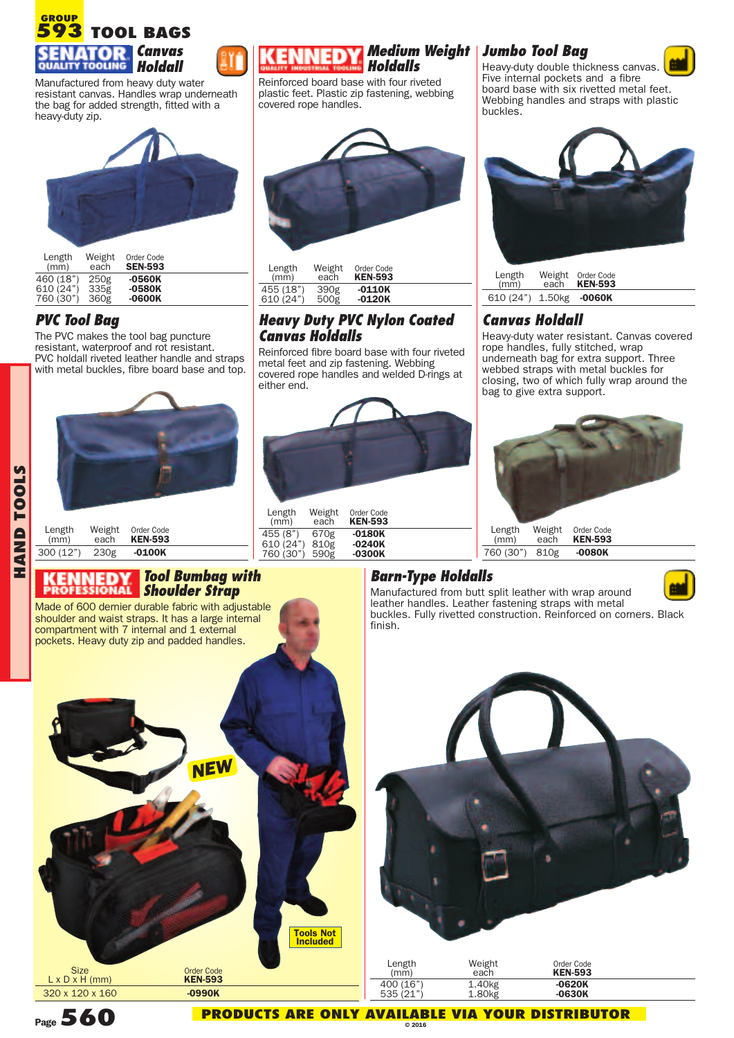GROUP
# 593 TOOL BAGS

## SENATOR Canvas Holdall

Manufactured from heavy duty water resistant canvas. Handles wrap underneath the bag for added strength, fitted with a heavy-duty zip.

| Length (mm) | Weight each | Order Code SEN-593 |
|---|---|---|
| 460 (18") | 250g | -0560K |
| 610 (24") | 335g | -0580K |
| 760 (30") | 360g | -0600K |

## KENNEDY Medium Weight Holdalls

Reinforced board base with four riveted plastic feet. Plastic zip fastening, webbing covered rope handles.

| Length (mm) | Weight each | Order Code KEN-593 |
|---|---|---|
| 455 (18") | 390g | -0110K |
| 610 (24") | 500g | -0120K |

## Jumbo Tool Bag

Heavy-duty double thickness canvas. Five internal pockets and a fibre board base with six rivetted metal feet. Webbing handles and straps with plastic buckles.

| Length (mm) | Weight each | Order Code KEN-593 |
|---|---|---|
| 610 (24") | 1.50kg | -0060K |

## PVC Tool Bag

The PVC makes the tool bag puncture resistant, waterproof and rot resistant. PVC holdall riveted leather handle and straps with metal buckles, fibre board base and top.

| Length (mm) | Weight each | Order Code KEN-593 |
|---|---|---|
| 300 (12") | 230g | -0100K |

## Heavy Duty PVC Nylon Coated Canvas Holdalls

Reinforced fibre board base with four riveted metal feet and zip fastening. Webbing covered rope handles and welded D-rings at either end.

| Length (mm) | Weight each | Order Code KEN-593 |
|---|---|---|
| 455 (8") | 670g | -0180K |
| 610 (24") | 810g | -0240K |
| 760 (30") | 590g | -0300K |

## Canvas Holdall

Heavy-duty water resistant. Canvas covered rope handles, fully stitched, wrap underneath bag for extra support. Three webbed straps with metal buckles for closing, two of which fully wrap around the bag to give extra support.

| Length (mm) | Weight each | Order Code KEN-593 |
|---|---|---|
| 760 (30") | 810g | -0080K |

## KENNEDY PROFESSIONAL Tool Bumbag with Shoulder Strap

Made of 600 denier durable fabric with adjustable shoulder and waist straps. It has a large internal compartment with 7 internal and 1 external pockets. Heavy duty zip and padded handles.

NEW

Tools Not Included

| Size L x D x H (mm) | Order Code KEN-593 |
|---|---|
| 320 x 120 x 160 | -0990K |

## Barn-Type Holdalls

Manufactured from butt split leather with wrap around leather handles. Leather fastening straps with metal buckles. Fully rivetted construction. Reinforced on corners. Black finish.

| Length (mm) | Weight each | Order Code KEN-593 |
|---|---|---|
| 400 (16") | 1.40kg | -0620K |
| 535 (21") | 1.80kg | -0630K |

HAND TOOLS

PRODUCTS ARE ONLY AVAILABLE VIA YOUR DISTRIBUTOR

© 2016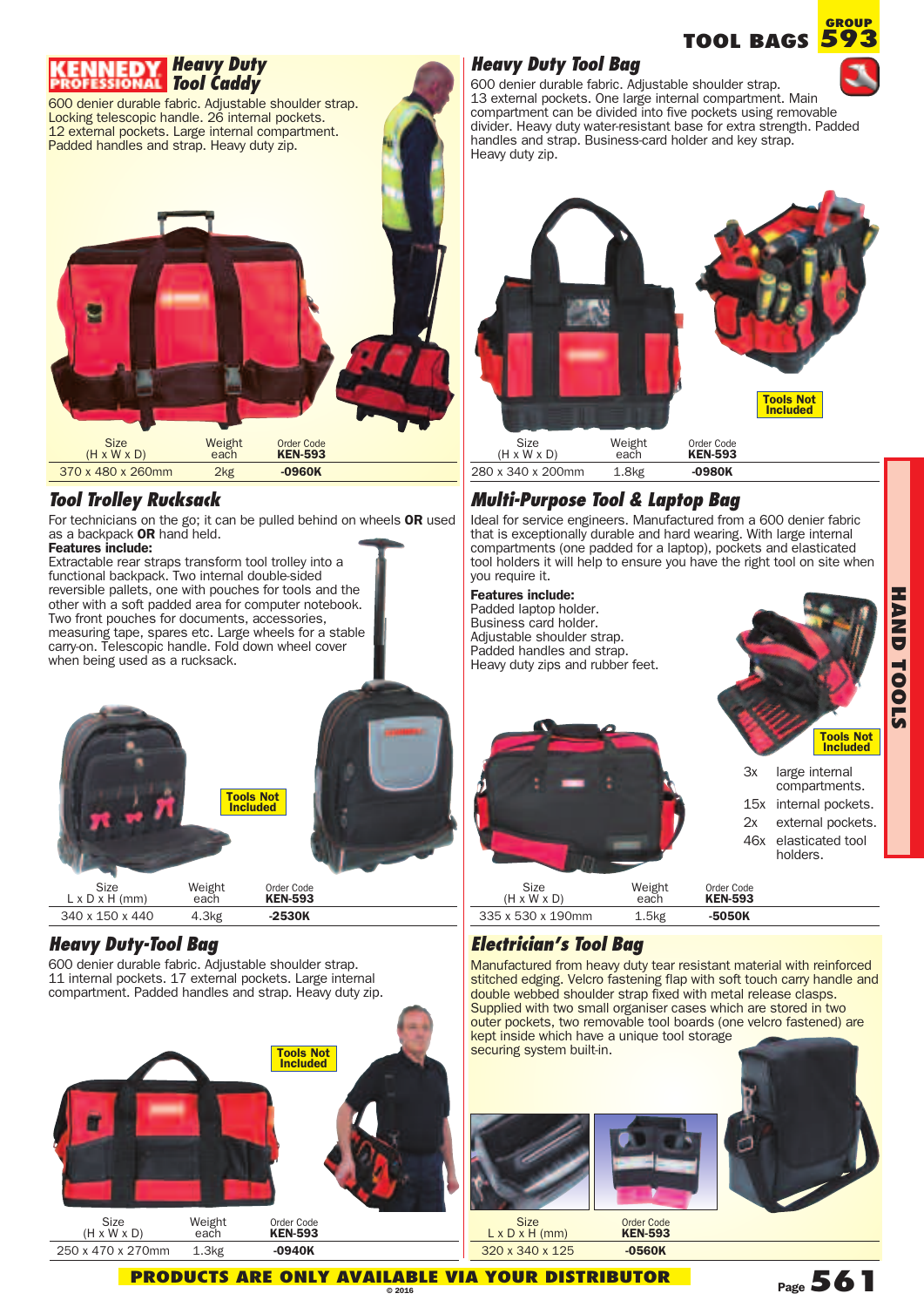# TOOL BAGS GROUP 593

## KENNEDY PROFESSIONAL Heavy Duty Tool Caddy

600 denier durable fabric. Adjustable shoulder strap. Locking telescopic handle. 26 internal pockets. 12 external pockets. Large internal compartment. Padded handles and strap. Heavy duty zip.

| Size (H x W x D) | Weight each | Order Code KEN-593 |
|---|---|---|
| 370 x 480 x 260mm | 2kg | -0960K |

## Heavy Duty Tool Bag

600 denier durable fabric. Adjustable shoulder strap. 13 external pockets. One large internal compartment. Main compartment can be divided into five pockets using removable divider. Heavy duty water-resistant base for extra strength. Padded handles and strap. Business-card holder and key strap. Heavy duty zip.

Tools Not Included

| Size (H x W x D) | Weight each | Order Code KEN-593 |
|---|---|---|
| 280 x 340 x 200mm | 1.8kg | -0980K |

## Tool Trolley Rucksack

For technicians on the go; it can be pulled behind on wheels **OR** used as a backpack **OR** hand held.

**Features include:**
Extractable rear straps transform tool trolley into a functional backpack. Two internal double-sided reversible pullels, one with pouches for tools and the other with a soft padded area for computer notebook. Two front pouches for documents, accessories, measuring tape, spares etc. Large wheels for a stable carry-on. Telescopic handle. Fold down wheel cover when being used as a rucksack.

Tools Not Included

| Size L x D x H (mm) | Weight each | Order Code KEN-593 |
|---|---|---|
| 340 x 150 x 440 | 4.3kg | -2530K |

## Multi-Purpose Tool & Laptop Bag

Ideal for service engineers. Manufactured from a 600 denier fabric that is exceptionally durable and hard wearing. With large internal compartments (one padded for a laptop), pockets and elasticated tool holders it will help to ensure you have the right tool on site when you require it.

**Features include:**
Padded laptop holder.
Business card holder.
Adjustable shoulder strap.
Padded handles and strap.
Heavy duty zips and rubber feet.

Tools Not Included

3x large internal compartments.
15x internal pockets.
2x external pockets.
46x elasticated tool holders.

| Size (H x W x D) | Weight each | Order Code KEN-593 |
|---|---|---|
| 335 x 530 x 190mm | 1.5kg | -5050K |

## Heavy Duty-Tool Bag

600 denier durable fabric. Adjustable shoulder strap. 11 internal pockets. 17 external pockets. Large internal compartment. Padded handles and strap. Heavy duty zip.

Tools Not Included

| Size (H x W x D) | Weight each | Order Code KEN-593 |
|---|---|---|
| 250 x 470 x 270mm | 1.3kg | -0940K |

## Electrician's Tool Bag

Manufactured from heavy duty tear resistant material with reinforced stitched edging. Velcro fastening flap with soft touch carry handle and double webbed shoulder strap fixed with metal release clasps. Supplied with two small organiser cases which are stored in two outer pockets, two removable tool boards (one velcro fastened) are kept inside which have a unique tool storage securing system built-in.

| Size L x D x H (mm) | Order Code KEN-593 |
|---|---|
| 320 x 340 x 125 | -0560K |

HAND TOOLS

**PRODUCTS ARE ONLY AVAILABLE VIA YOUR DISTRIBUTOR**

© 2016